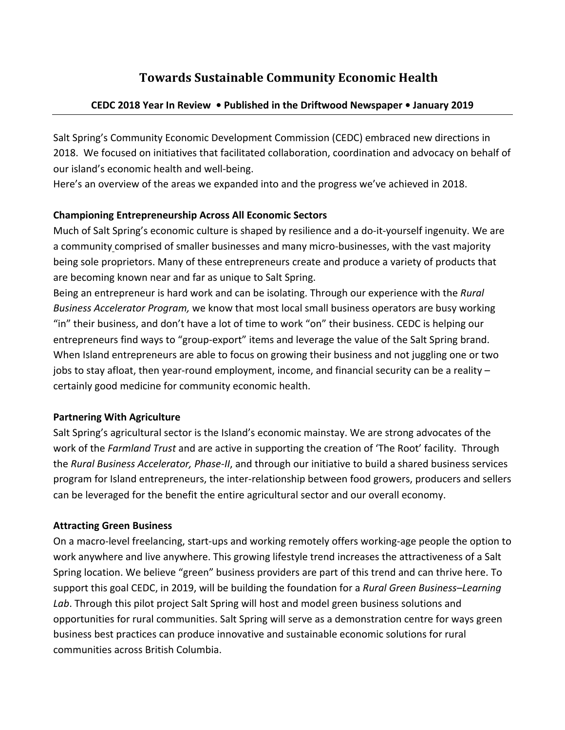# Towards Sustainable Community Economic Health

**CEDC 2018 Year In Review • Published in the Driftwood Newspaper • January 2019**

---

Salt Spring's Community Economic Development Commission (CEDC) embraced new directions in 2018. We focused on initiatives that facilitated collaboration, coordination and advocacy on behalf of our island's economic health and well-being.

Here's an overview of the areas we expanded into and the progress we've achieved in 2018.

**Championing Entrepreneurship Across All Economic Sectors**

Much of Salt Spring's economic culture is shaped by resilience and a do-it-yourself ingenuity. We are a community comprised of smaller businesses and many micro-businesses, with the vast majority being sole proprietors. Many of these entrepreneurs create and produce a variety of products that are becoming known near and far as unique to Salt Spring.

Being an entrepreneur is hard work and can be isolating. Through our experience with the *Rural Business Accelerator Program,* we know that most local small business operators are busy working "in" their business, and don't have a lot of time to work "on" their business. CEDC is helping our entrepreneurs find ways to "group-export" items and leverage the value of the Salt Spring brand. When Island entrepreneurs are able to focus on growing their business and not juggling one or two jobs to stay afloat, then year-round employment, income, and financial security can be a reality – certainly good medicine for community economic health.

**Partnering With Agriculture**

Salt Spring's agricultural sector is the Island's economic mainstay. We are strong advocates of the work of the *Farmland Trust* and are active in supporting the creation of 'The Root' facility. Through the *Rural Business Accelerator, Phase-II*, and through our initiative to build a shared business services program for Island entrepreneurs, the inter-relationship between food growers, producers and sellers can be leveraged for the benefit the entire agricultural sector and our overall economy.

**Attracting Green Business**

On a macro-level freelancing, start-ups and working remotely offers working-age people the option to work anywhere and live anywhere. This growing lifestyle trend increases the attractiveness of a Salt Spring location. We believe "green" business providers are part of this trend and can thrive here. To support this goal CEDC, in 2019, will be building the foundation for a *Rural Green Business–Learning Lab*. Through this pilot project Salt Spring will host and model green business solutions and opportunities for rural communities. Salt Spring will serve as a demonstration centre for ways green business best practices can produce innovative and sustainable economic solutions for rural communities across British Columbia.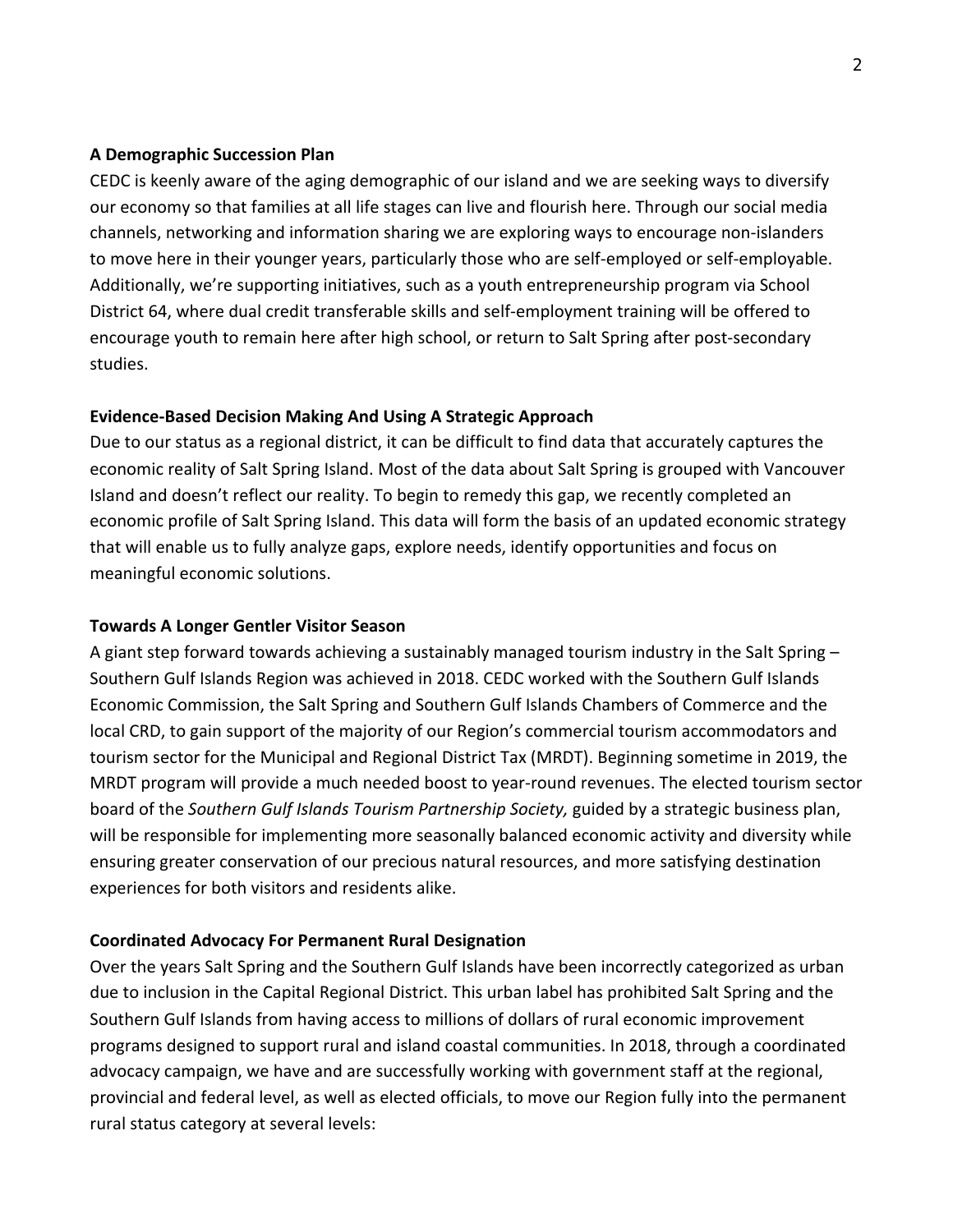**A Demographic Succession Plan**

CEDC is keenly aware of the aging demographic of our island and we are seeking ways to diversify our economy so that families at all life stages can live and flourish here. Through our social media channels, networking and information sharing we are exploring ways to encourage non-islanders to move here in their younger years, particularly those who are self-employed or self-employable. Additionally, we're supporting initiatives, such as a youth entrepreneurship program via School District 64, where dual credit transferable skills and self-employment training will be offered to encourage youth to remain here after high school, or return to Salt Spring after post-secondary studies.

**Evidence-Based Decision Making And Using A Strategic Approach**

Due to our status as a regional district, it can be difficult to find data that accurately captures the economic reality of Salt Spring Island. Most of the data about Salt Spring is grouped with Vancouver Island and doesn't reflect our reality. To begin to remedy this gap, we recently completed an economic profile of Salt Spring Island. This data will form the basis of an updated economic strategy that will enable us to fully analyze gaps, explore needs, identify opportunities and focus on meaningful economic solutions.

**Towards A Longer Gentler Visitor Season**

A giant step forward towards achieving a sustainably managed tourism industry in the Salt Spring – Southern Gulf Islands Region was achieved in 2018. CEDC worked with the Southern Gulf Islands Economic Commission, the Salt Spring and Southern Gulf Islands Chambers of Commerce and the local CRD, to gain support of the majority of our Region's commercial tourism accommodators and tourism sector for the Municipal and Regional District Tax (MRDT). Beginning sometime in 2019, the MRDT program will provide a much needed boost to year-round revenues. The elected tourism sector board of the *Southern Gulf Islands Tourism Partnership Society,* guided by a strategic business plan, will be responsible for implementing more seasonally balanced economic activity and diversity while ensuring greater conservation of our precious natural resources, and more satisfying destination experiences for both visitors and residents alike.

**Coordinated Advocacy For Permanent Rural Designation**

Over the years Salt Spring and the Southern Gulf Islands have been incorrectly categorized as urban due to inclusion in the Capital Regional District. This urban label has prohibited Salt Spring and the Southern Gulf Islands from having access to millions of dollars of rural economic improvement programs designed to support rural and island coastal communities. In 2018, through a coordinated advocacy campaign, we have and are successfully working with government staff at the regional, provincial and federal level, as well as elected officials, to move our Region fully into the permanent rural status category at several levels: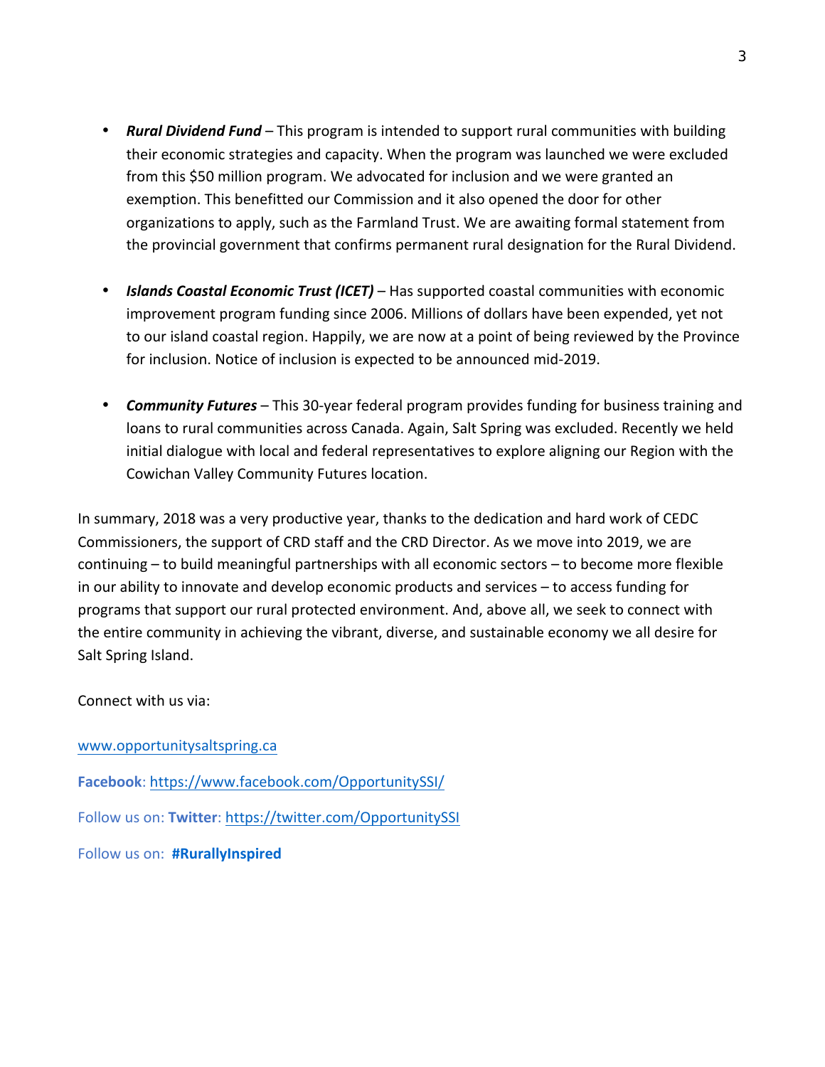- ***Rural Dividend Fund*** – This program is intended to support rural communities with building their economic strategies and capacity. When the program was launched we were excluded from this $50 million program. We advocated for inclusion and we were granted an exemption. This benefitted our Commission and it also opened the door for other organizations to apply, such as the Farmland Trust. We are awaiting formal statement from the provincial government that confirms permanent rural designation for the Rural Dividend.

- ***Islands Coastal Economic Trust (ICET)*** – Has supported coastal communities with economic improvement program funding since 2006. Millions of dollars have been expended, yet not to our island coastal region. Happily, we are now at a point of being reviewed by the Province for inclusion. Notice of inclusion is expected to be announced mid-2019.

- ***Community Futures*** – This 30-year federal program provides funding for business training and loans to rural communities across Canada. Again, Salt Spring was excluded. Recently we held initial dialogue with local and federal representatives to explore aligning our Region with the Cowichan Valley Community Futures location.

In summary, 2018 was a very productive year, thanks to the dedication and hard work of CEDC Commissioners, the support of CRD staff and the CRD Director. As we move into 2019, we are continuing – to build meaningful partnerships with all economic sectors – to become more flexible in our ability to innovate and develop economic products and services – to access funding for programs that support our rural protected environment. And, above all, we seek to connect with the entire community in achieving the vibrant, diverse, and sustainable economy we all desire for Salt Spring Island.

Connect with us via:

www.opportunitysaltspring.ca

**Facebook**: https://www.facebook.com/OpportunitySSI/

Follow us on: **Twitter**: https://twitter.com/OpportunitySSI

Follow us on: **#RurallyInspired**